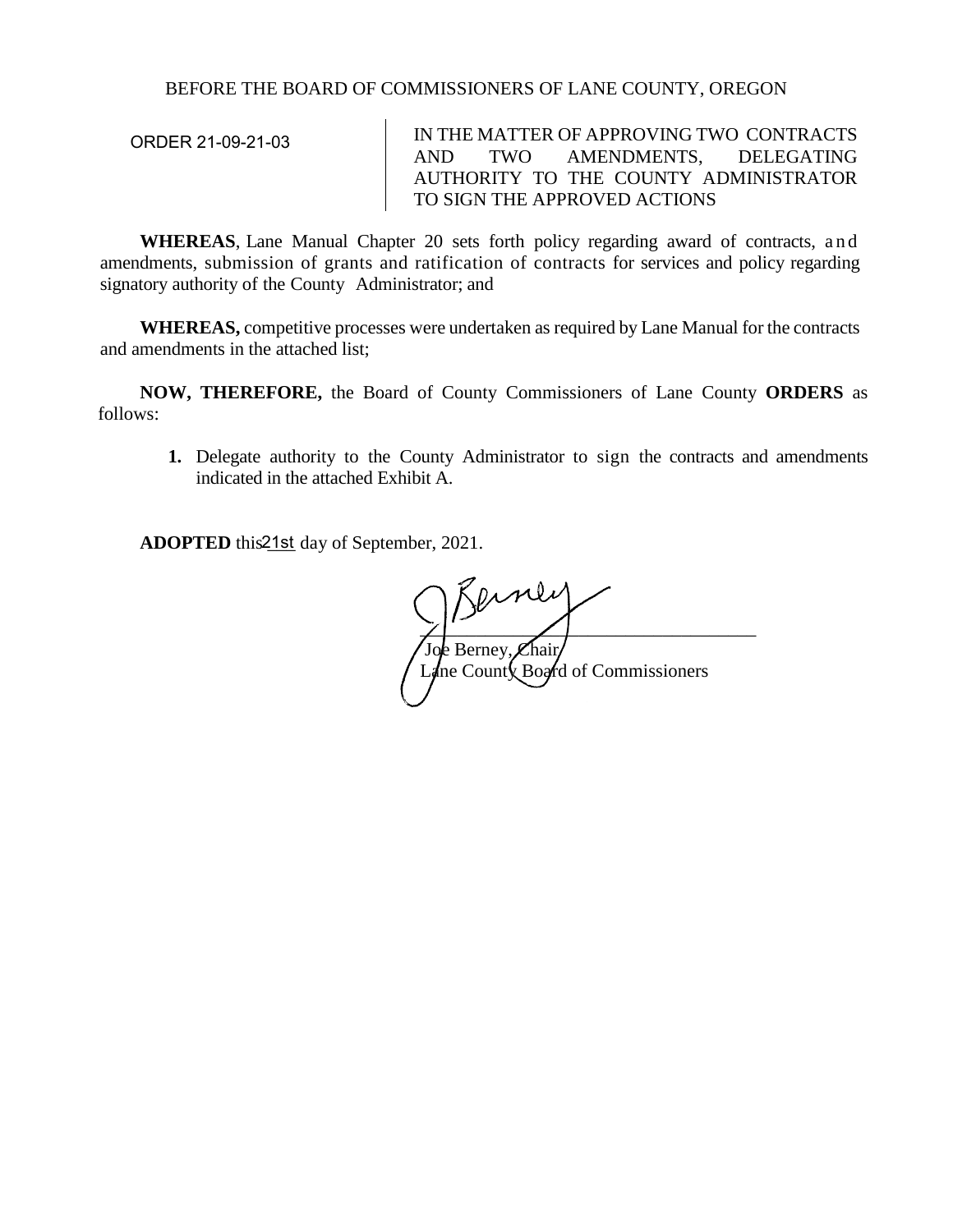BEFORE THE BOARD OF COMMISSIONERS OF LANE COUNTY, OREGON

| ORDER 21-09-21-03 | IN THE MATTER OF APPROVING TWO CONTRACTS AND TWO AMENDMENTS, DELEGATING AUTHORITY TO THE COUNTY ADMINISTRATOR TO SIGN THE APPROVED ACTIONS |
|---|---|

**WHEREAS**, Lane Manual Chapter 20 sets forth policy regarding award of contracts, and amendments, submission of grants and ratification of contracts for services and policy regarding signatory authority of the County Administrator; and

**WHEREAS,** competitive processes were undertaken as required by Lane Manual for the contracts and amendments in the attached list;

**NOW, THEREFORE,** the Board of County Commissioners of Lane County **ORDERS** as follows:

1. Delegate authority to the County Administrator to sign the contracts and amendments indicated in the attached Exhibit A.

**ADOPTED** this 21st day of September, 2021.

Joe Berney, Chair
Lane County Board of Commissioners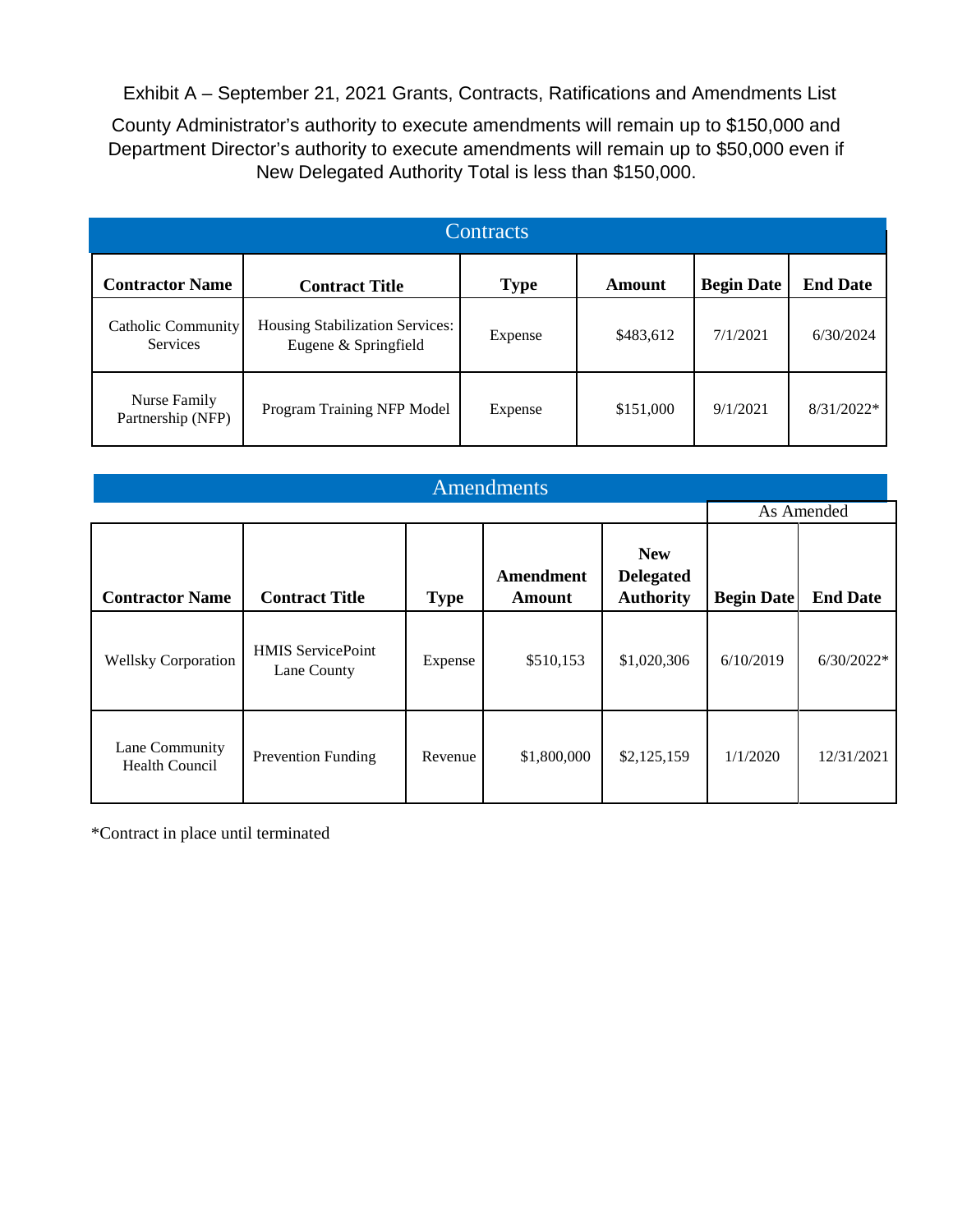Exhibit A – September 21, 2021 Grants, Contracts, Ratifications and Amendments List

County Administrator's authority to execute amendments will remain up to $150,000 and Department Director's authority to execute amendments will remain up to $50,000 even if New Delegated Authority Total is less than $150,000.

## Contracts

| Contractor Name | Contract Title | Type | Amount | Begin Date | End Date |
|---|---|---|---|---|---|
| Catholic Community Services | Housing Stabilization Services: Eugene & Springfield | Expense | $483,612 | 7/1/2021 | 6/30/2024 |
| Nurse Family Partnership (NFP) | Program Training NFP Model | Expense | $151,000 | 9/1/2021 | 8/31/2022* |

## Amendments

| | | | | | As Amended | |
|---|---|---|---|---|---|---|
| **Contractor Name** | **Contract Title** | **Type** | **Amendment Amount** | **New Delegated Authority** | **Begin Date** | **End Date** |
| Wellsky Corporation | HMIS ServicePoint Lane County | Expense | $510,153 | $1,020,306 | 6/10/2019 | 6/30/2022* |
| Lane Community Health Council | Prevention Funding | Revenue | $1,800,000 | $2,125,159 | 1/1/2020 | 12/31/2021 |

*Contract in place until terminated